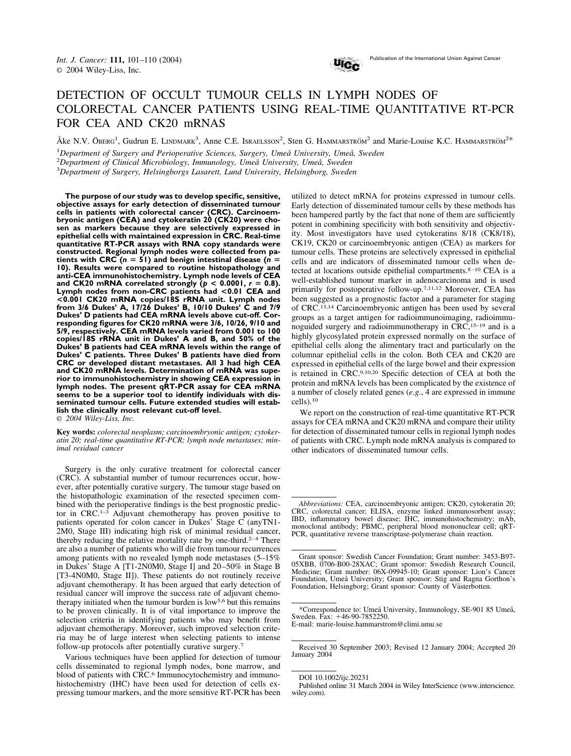# DETECTION OF OCCULT TUMOUR CELLS IN LYMPH NODES OF COLORECTAL CANCER PATIENTS USING REAL-TIME QUANTITATIVE RT-PCR FOR CEA AND CK20 mRNAS

Åke N.V. Öberg[1], Gudrun E. Lindmark[3], Anne C.E. Israelsson[2], Sten G. Hammarström[2] and Marie-Louise K.C. Hammarström[2*]

[1]*Department of Surgery and Perioperative Sciences, Surgery, Umeå University, Umeå, Sweden*
[2]*Department of Clinical Microbiology, Immunology, Umeå University, Umeå, Sweden*
[3]*Department of Surgery, Helsingborgs Lasarett, Lund University, Helsingborg, Sweden*

**The purpose of our study was to develop specific, sensitive, objective assays for early detection of disseminated tumour cells in patients with colorectal cancer (CRC). Carcinoembryonic antigen (CEA) and cytokeratin 20 (CK20) were chosen as markers because they are selectively expressed in epithelial cells with maintained expression in CRC. Real-time quantitative RT-PCR assays with RNA copy standards were constructed. Regional lymph nodes were collected from patients with CRC ($n = 51$) and benign intestinal disease ($n = 10$). Results were compared to routine histopathology and anti-CEA immunohistochemistry. Lymph node levels of CEA and CK20 mRNA correlated strongly ($p < 0.0001$, $r = 0.8$). Lymph nodes from non-CRC patients had <0.01 CEA and <0.001 CK20 mRNA copies/18S rRNA unit. Lymph nodes from 3/6 Dukes' A, 17/26 Dukes' B, 10/10 Dukes' C and 7/9 Dukes' D patients had CEA mRNA levels above cut-off. Corresponding figures for CK20 mRNA were 3/6, 10/26, 9/10 and 5/9, respectively. CEA mRNA levels varied from 0.001 to 100 copies/18S rRNA unit in Dukes' A and B, and 50% of the Dukes' B patients had CEA mRNA levels within the range of Dukes' C patients. Three Dukes' B patients have died from CRC or developed distant metastases. All 3 had high CEA and CK20 mRNA levels. Determination of mRNA was superior to immunohistochemistry in showing CEA expression in lymph nodes. The present qRT-PCR assay for CEA mRNA seems to be a superior tool to identify individuals with disseminated tumour cells. Future extended studies will establish the clinically most relevant cut-off level.**
© *2004 Wiley-Liss, Inc.*

**Key words:** *colorectal neoplasm; carcinoembryonic antigen; cytokeratin 20; real-time quantitative RT-PCR; lymph node metastases; minimal residual cancer*

Surgery is the only curative treatment for colorectal cancer (CRC). A substantial number of tumour recurrences occur, however, after potentially curative surgery. The tumour stage based on the histopathologic examination of the resected specimen combined with the perioperative findings is the best prognostic predictor in CRC.[1–3] Adjuvant chemotherapy has proven positive to patients operated for colon cancer in Dukes' Stage C (anyTN1-2M0, Stage III) indicating high risk of minimal residual cancer, thereby reducing the relative mortality rate by one-third.[2–4] There are also a number of patients who will die from tumour recurrences among patients with no revealed lymph node metastases (5–15% in Dukes' Stage A [T1-2N0M0, Stage I] and 20–50% in Stage B [T3-4N0M0, Stage II]). These patients do not routinely receive adjuvant chemotherapy. It has been argued that early detection of residual cancer will improve the success rate of adjuvant chemotherapy initiated when the tumour burden is low[5,6] but this remains to be proven clinically. It is of vital importance to improve the selection criteria in identifying patients who may benefit from adjuvant chemotherapy. Moreover, such improved selection criteria may be of large interest when selecting patients to intense follow-up protocols after potentially curative surgery.[7]

Various techniques have been applied for detection of tumour cells disseminated to regional lymph nodes, bone marrow, and blood of patients with CRC.[6] Immunocytochemistry and immunohistochemistry (IHC) have been used for detection of cells expressing tumour markers, and the more sensitive RT-PCR has been utilized to detect mRNA for proteins expressed in tumour cells. Early detection of disseminated tumour cells by these methods has been hampered partly by the fact that none of them are sufficiently potent in combining specificity with both sensitivity and objectivity. Most investigators have used cytokeratins 8/18 (CK8/18), CK19, CK20 or carcinoembryonic antigen (CEA) as markers for tumour cells. These proteins are selectively expressed in epithelial cells and are indicators of disseminated tumour cells when detected at locations outside epithelial compartments.[8–10] CEA is a well-established tumour marker in adenocarcinoma and is used primarily for postoperative follow-up.[7,11,12] Moreover, CEA has been suggested as a prognostic factor and a parameter for staging of CRC.[13,14] Carcinoembryonic antigen has been used by several groups as a target antigen for radioimmunoimaging, radioimmunoguided surgery and radioimmunotherapy in CRC,[15–19] and is a highly glycosylated protein expressed normally on the surface of epithelial cells along the alimentary tract and particularly on the columnar epithelial cells in the colon. Both CEA and CK20 are expressed in epithelial cells of the large bowel and their expression is retained in CRC.[9,10,20] Specific detection of CEA at both the protein and mRNA levels has been complicated by the existence of a number of closely related genes (*e.g.*, 4 are expressed in immune cells).[10]

We report on the construction of real-time quantitative RT-PCR assays for CEA mRNA and CK20 mRNA and compare their utility for detection of disseminated tumour cells in regional lymph nodes of patients with CRC. Lymph node mRNA analysis is compared to other indicators of disseminated tumour cells.

---

*Abbreviations:* CEA, carcinoembryonic antigen; CK20, cytokeratin 20; CRC, colorectal cancer; ELISA, enzyme linked immunosorbent assay; IBD, inflammatory bowel disease; IHC, immunohistochemistry; mAb, monoclonal antibody; PBMC, peripheral blood mononuclear cell; qRT-PCR, quantitative reverse transcriptase-polymerase chain reaction.

Grant sponsor: Swedish Cancer Foundation; Grant number: 3453-B97-05XBB, 0706-B00-28XAC; Grant sponsor: Swedish Research Council, Medicine; Grant number: 06X-09945-10; Grant sponsor: Lion's Cancer Foundation, Umeå University; Grant sponsor: Stig and Ragna Gorthon's Foundation, Helsingborg; Grant sponsor: County of Västerbotten.

*Correspondence to: Umeå University, Immunology, SE-901 85 Umeå, Sweden. Fax: +46-90-7852250.
E-mail: marie-louise.hammarstrom@climi.umu.se

Received 30 September 2003; Revised 12 January 2004; Accepted 20 January 2004

DOI 10.1002/ijc.20231
Published online 31 March 2004 in Wiley InterScience (www.interscience.wiley.com).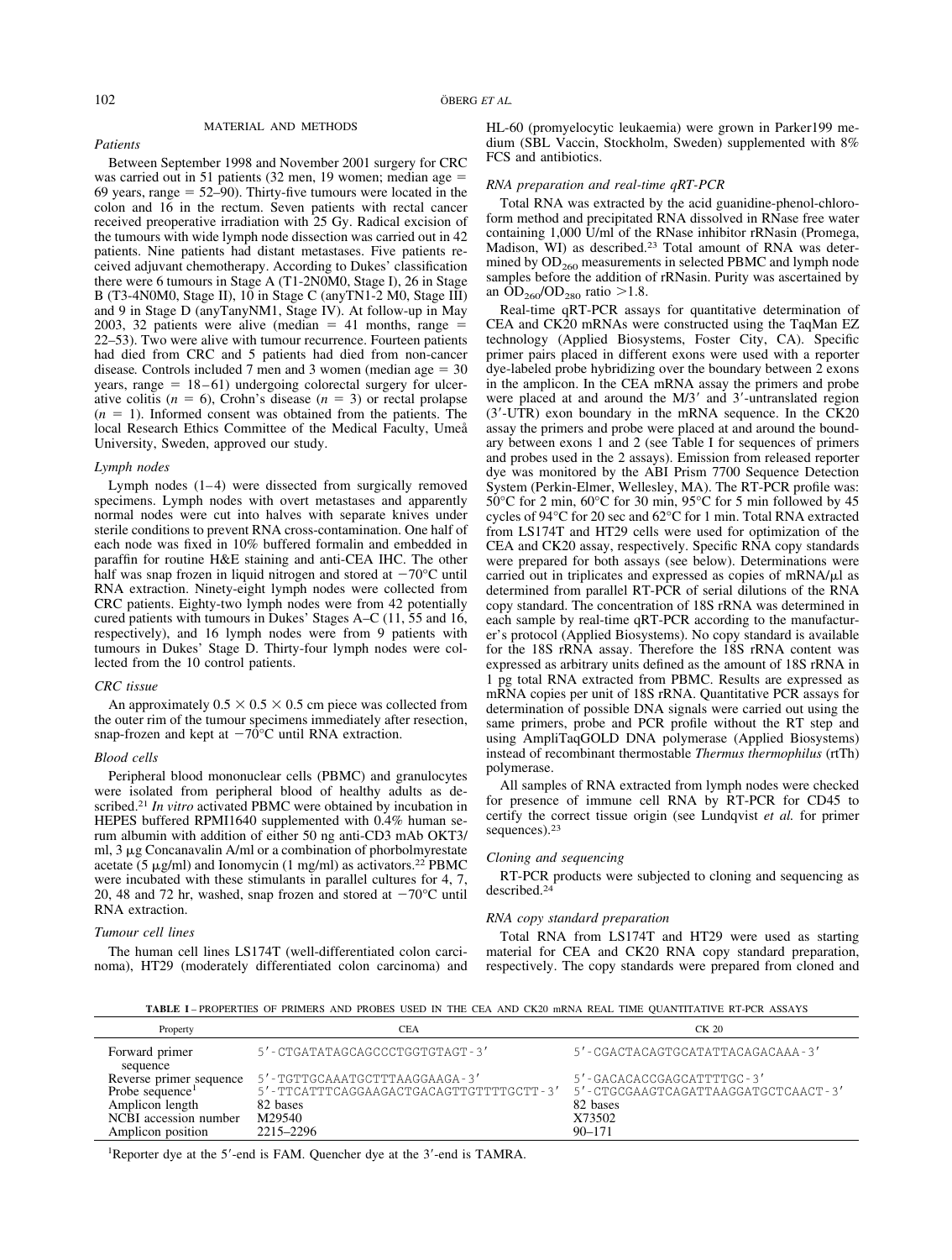## MATERIAL AND METHODS

### *Patients*

Between September 1998 and November 2001 surgery for CRC was carried out in 51 patients (32 men, 19 women; median age = 69 years, range = 52–90). Thirty-five tumours were located in the colon and 16 in the rectum. Seven patients with rectal cancer received preoperative irradiation with 25 Gy. Radical excision of the tumours with wide lymph node dissection was carried out in 42 patients. Nine patients had distant metastases. Five patients received adjuvant chemotherapy. According to Dukes' classification there were 6 tumours in Stage A (T1-2N0M0, Stage I), 26 in Stage B (T3-4N0M0, Stage II), 10 in Stage C (anyTN1-2 M0, Stage III) and 9 in Stage D (anyTanyNM1, Stage IV). At follow-up in May 2003, 32 patients were alive (median = 41 months, range = 22–53). Two were alive with tumour recurrence. Fourteen patients had died from CRC and 5 patients had died from non-cancer disease. Controls included 7 men and 3 women (median age = 30 years, range = 18–61) undergoing colorectal surgery for ulcerative colitis ($n = 6$), Crohn's disease ($n = 3$) or rectal prolapse ($n = 1$). Informed consent was obtained from the patients. The local Research Ethics Committee of the Medical Faculty, Umeå University, Sweden, approved our study.

### *Lymph nodes*

Lymph nodes (1–4) were dissected from surgically removed specimens. Lymph nodes with overt metastases and apparently normal nodes were cut into halves with separate knives under sterile conditions to prevent RNA cross-contamination. One half of each node was fixed in 10% buffered formalin and embedded in paraffin for routine H&E staining and anti-CEA IHC. The other half was snap frozen in liquid nitrogen and stored at −70°C until RNA extraction. Ninety-eight lymph nodes were collected from CRC patients. Eighty-two lymph nodes were from 42 potentially cured patients with tumours in Dukes' Stages A–C (11, 55 and 16, respectively), and 16 lymph nodes were from 9 patients with tumours in Dukes' Stage D. Thirty-four lymph nodes were collected from the 10 control patients.

### *CRC tissue*

An approximately 0.5 × 0.5 × 0.5 cm piece was collected from the outer rim of the tumour specimens immediately after resection, snap-frozen and kept at −70°C until RNA extraction.

### *Blood cells*

Peripheral blood mononuclear cells (PBMC) and granulocytes were isolated from peripheral blood of healthy adults as described.[21] *In vitro* activated PBMC were obtained by incubation in HEPES buffered RPMI1640 supplemented with 0.4% human serum albumin with addition of either 50 ng anti-CD3 mAb OKT3/ml, 3 μg Concanavalin A/ml or a combination of phorbolmyrestate acetate (5 μg/ml) and Ionomycin (1 mg/ml) as activators.[22] PBMC were incubated with these stimulants in parallel cultures for 4, 7, 20, 48 and 72 hr, washed, snap frozen and stored at −70°C until RNA extraction.

### *Tumour cell lines*

The human cell lines LS174T (well-differentiated colon carcinoma), HT29 (moderately differentiated colon carcinoma) and HL-60 (promyelocytic leukaemia) were grown in Parker199 medium (SBL Vaccin, Stockholm, Sweden) supplemented with 8% FCS and antibiotics.

### *RNA preparation and real-time qRT-PCR*

Total RNA was extracted by the acid guanidine-phenol-chloroform method and precipitated RNA dissolved in RNase free water containing 1,000 U/ml of the RNase inhibitor rRNasin (Promega, Madison, WI) as described.[23] Total amount of RNA was determined by $OD_{260}$ measurements in selected PBMC and lymph node samples before the addition of rRNasin. Purity was ascertained by an $OD_{260}/OD_{280}$ ratio >1.8.

Real-time qRT-PCR assays for quantitative determination of CEA and CK20 mRNAs were constructed using the TaqMan EZ technology (Applied Biosystems, Foster City, CA). Specific primer pairs placed in different exons were used with a reporter dye-labeled probe hybridizing over the boundary between 2 exons in the amplicon. In the CEA mRNA assay the primers and probe were placed at and around the M/3′ and 3′-untranslated region (3′-UTR) exon boundary in the mRNA sequence. In the CK20 assay the primers and probe were placed at and around the boundary between exons 1 and 2 (see Table I for sequences of primers and probes used in the 2 assays). Emission from released reporter dye was monitored by the ABI Prism 7700 Sequence Detection System (Perkin-Elmer, Wellesley, MA). The RT-PCR profile was: 50°C for 2 min, 60°C for 30 min, 95°C for 5 min followed by 45 cycles of 94°C for 20 sec and 62°C for 1 min. Total RNA extracted from LS174T and HT29 cells were used for optimization of the CEA and CK20 assay, respectively. Specific RNA copy standards were prepared for both assays (see below). Determinations were carried out in triplicates and expressed as copies of mRNA/μl as determined from parallel RT-PCR of serial dilutions of the RNA copy standard. The concentration of 18S rRNA was determined in each sample by real-time qRT-PCR according to the manufacturer's protocol (Applied Biosystems). No copy standard is available for the 18S rRNA assay. Therefore the 18S rRNA content was expressed as arbitrary units defined as the amount of 18S rRNA in 1 pg total RNA extracted from PBMC. Results are expressed as mRNA copies per unit of 18S rRNA. Quantitative PCR assays for determination of possible DNA signals were carried out using the same primers, probe and PCR profile without the RT step and using AmpliTaqGOLD DNA polymerase (Applied Biosystems) instead of recombinant thermostable *Thermus thermophilus* (rtTh) polymerase.

All samples of RNA extracted from lymph nodes were checked for presence of immune cell RNA by RT-PCR for CD45 to certify the correct tissue origin (see Lundqvist *et al.* for primer sequences).[23]

### *Cloning and sequencing*

RT-PCR products were subjected to cloning and sequencing as described.[24]

### *RNA copy standard preparation*

Total RNA from LS174T and HT29 were used as starting material for CEA and CK20 RNA copy standard preparation, respectively. The copy standards were prepared from cloned and

**TABLE I** – PROPERTIES OF PRIMERS AND PROBES USED IN THE CEA AND CK20 mRNA REAL TIME QUANTITATIVE RT-PCR ASSAYS

| Property | CEA | CK 20 |
|---|---|---|
| Forward primer sequence | 5′-CTGATATAGCAGCCCTGGTGTAGT-3′ | 5′-CGACTACAGTGCATATTACAGACAAA-3′ |
| Reverse primer sequence | 5′-TGTTGCAAATGCTTTAAGGAAGA-3′ | 5′-GACACACCGAGCATTTTGC-3′ |
| Probe sequence[1] | 5′-TTCATTTCAGGAAGACTGACAGTTGTTTTGCTT-3′ | 5′-CTGCGAAGTCAGATTAAGGATGCTCAACT-3′ |
| Amplicon length | 82 bases | 82 bases |
| NCBI accession number | M29540 | X73502 |
| Amplicon position | 2215–2296 | 90–171 |

[1]Reporter dye at the 5′-end is FAM. Quencher dye at the 3′-end is TAMRA.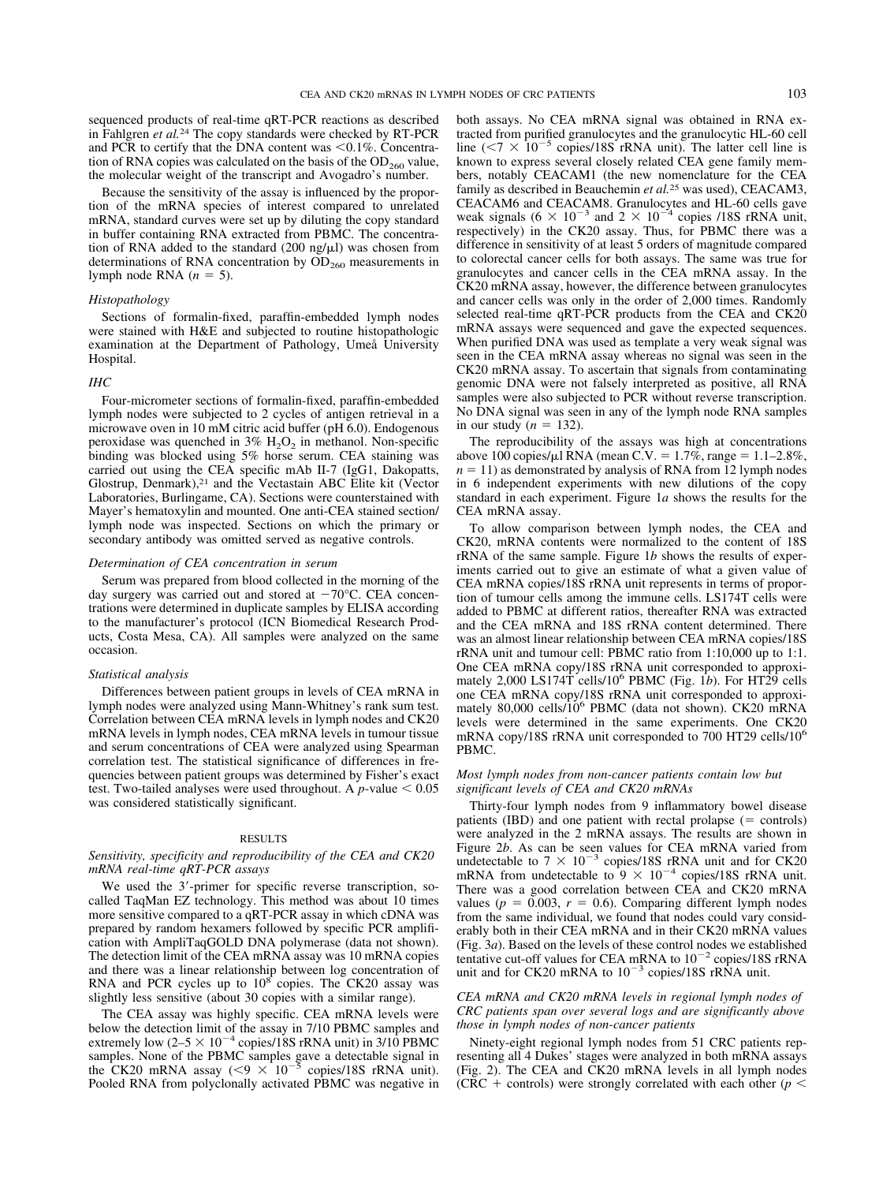sequenced products of real-time qRT-PCR reactions as described in Fahlgren *et al.*[24] The copy standards were checked by RT-PCR and PCR to certify that the DNA content was <0.1%. Concentration of RNA copies was calculated on the basis of the $OD_{260}$ value, the molecular weight of the transcript and Avogadro's number.

Because the sensitivity of the assay is influenced by the proportion of the mRNA species of interest compared to unrelated mRNA, standard curves were set up by diluting the copy standard in buffer containing RNA extracted from PBMC. The concentration of RNA added to the standard (200 ng/μl) was chosen from determinations of RNA concentration by $OD_{260}$ measurements in lymph node RNA ($n = 5$).

### *Histopathology*

Sections of formalin-fixed, paraffin-embedded lymph nodes were stained with H&E and subjected to routine histopathologic examination at the Department of Pathology, Umeå University Hospital.

### *IHC*

Four-micrometer sections of formalin-fixed, paraffin-embedded lymph nodes were subjected to 2 cycles of antigen retrieval in a microwave oven in 10 mM citric acid buffer (pH 6.0). Endogenous peroxidase was quenched in 3% $H_2O_2$ in methanol. Non-specific binding was blocked using 5% horse serum. CEA staining was carried out using the CEA specific mAb II-7 (IgG1, Dakopatts, Glostrup, Denmark),[21] and the Vectastain ABC Elite kit (Vector Laboratories, Burlingame, CA). Sections were counterstained with Mayer's hematoxylin and mounted. One anti-CEA stained section/lymph node was inspected. Sections on which the primary or secondary antibody was omitted served as negative controls.

### *Determination of CEA concentration in serum*

Serum was prepared from blood collected in the morning of the day surgery was carried out and stored at −70°C. CEA concentrations were determined in duplicate samples by ELISA according to the manufacturer's protocol (ICN Biomedical Research Products, Costa Mesa, CA). All samples were analyzed on the same occasion.

### *Statistical analysis*

Differences between patient groups in levels of CEA mRNA in lymph nodes were analyzed using Mann-Whitney's rank sum test. Correlation between CEA mRNA levels in lymph nodes and CK20 mRNA levels in lymph nodes, CEA mRNA levels in tumour tissue and serum concentrations of CEA were analyzed using Spearman correlation test. The statistical significance of differences in frequencies between patient groups was determined by Fisher's exact test. Two-tailed analyses were used throughout. A $p$-value $< 0.05$ was considered statistically significant.

## RESULTS

### *Sensitivity, specificity and reproducibility of the CEA and CK20 mRNA real-time qRT-PCR assays*

We used the 3′-primer for specific reverse transcription, so-called TaqMan EZ technology. This method was about 10 times more sensitive compared to a qRT-PCR assay in which cDNA was prepared by random hexamers followed by specific PCR amplification with AmpliTaqGOLD DNA polymerase (data not shown). The detection limit of the CEA mRNA assay was 10 mRNA copies and there was a linear relationship between log concentration of RNA and PCR cycles up to $10^8$ copies. The CK20 assay was slightly less sensitive (about 30 copies with a similar range).

The CEA assay was highly specific. CEA mRNA levels were below the detection limit of the assay in 7/10 PBMC samples and extremely low ($2–5 \times 10^{-4}$ copies/18S rRNA unit) in 3/10 PBMC samples. None of the PBMC samples gave a detectable signal in the CK20 mRNA assay ($<9 \times 10^{-5}$ copies/18S rRNA unit). Pooled RNA from polyclonally activated PBMC was negative in both assays. No CEA mRNA signal was obtained in RNA extracted from purified granulocytes and the granulocytic HL-60 cell line ($<7 \times 10^{-5}$ copies/18S rRNA unit). The latter cell line is known to express several closely related CEA gene family members, notably CEACAM1 (the new nomenclature for the CEA family as described in Beauchemin *et al.*[25] was used), CEACAM3, CEACAM6 and CEACAM8. Granulocytes and HL-60 cells gave weak signals ($6 \times 10^{-3}$ and $2 \times 10^{-4}$ copies /18S rRNA unit, respectively) in the CK20 assay. Thus, for PBMC there was a difference in sensitivity of at least 5 orders of magnitude compared to colorectal cancer cells for both assays. The same was true for granulocytes and cancer cells in the CEA mRNA assay. In the CK20 mRNA assay, however, the difference between granulocytes and cancer cells was only in the order of 2,000 times. Randomly selected real-time qRT-PCR products from the CEA and CK20 mRNA assays were sequenced and gave the expected sequences. When purified DNA was used as template a very weak signal was seen in the CEA mRNA assay whereas no signal was seen in the CK20 mRNA assay. To ascertain that signals from contaminating genomic DNA were not falsely interpreted as positive, all RNA samples were also subjected to PCR without reverse transcription. No DNA signal was seen in any of the lymph node RNA samples in our study ($n = 132$).

The reproducibility of the assays was high at concentrations above 100 copies/μl RNA (mean C.V. = 1.7%, range = 1.1–2.8%, $n = 11$) as demonstrated by analysis of RNA from 12 lymph nodes in 6 independent experiments with new dilutions of the copy standard in each experiment. Figure 1*a* shows the results for the CEA mRNA assay.

To allow comparison between lymph nodes, the CEA and CK20, mRNA contents were normalized to the content of 18S rRNA of the same sample. Figure 1*b* shows the results of experiments carried out to give an estimate of what a given value of CEA mRNA copies/18S rRNA unit represents in terms of proportion of tumour cells among the immune cells. LS174T cells were added to PBMC at different ratios, thereafter RNA was extracted and the CEA mRNA and 18S rRNA content determined. There was an almost linear relationship between CEA mRNA copies/18S rRNA unit and tumour cell: PBMC ratio from 1:10,000 up to 1:1. One CEA mRNA copy/18S rRNA unit corresponded to approximately 2,000 LS174T cells/$10^6$ PBMC (Fig. 1*b*). For HT29 cells one CEA mRNA copy/18S rRNA unit corresponded to approximately 80,000 cells/$10^6$ PBMC (data not shown). CK20 mRNA levels were determined in the same experiments. One CK20 mRNA copy/18S rRNA unit corresponded to 700 HT29 cells/$10^6$ PBMC.

### *Most lymph nodes from non-cancer patients contain low but significant levels of CEA and CK20 mRNAs*

Thirty-four lymph nodes from 9 inflammatory bowel disease patients (IBD) and one patient with rectal prolapse (= controls) were analyzed in the 2 mRNA assays. The results are shown in Figure 2*b*. As can be seen values for CEA mRNA varied from undetectable to $7 \times 10^{-3}$ copies/18S rRNA unit and for CK20 mRNA from undetectable to $9 \times 10^{-4}$ copies/18S rRNA unit. There was a good correlation between CEA and CK20 mRNA values ($p = 0.003$, $r = 0.6$). Comparing different lymph nodes from the same individual, we found that nodes could vary considerably both in their CEA mRNA and in their CK20 mRNA values (Fig. 3*a*). Based on the levels of these control nodes we established tentative cut-off values for CEA mRNA to $10^{-2}$ copies/18S rRNA unit and for CK20 mRNA to $10^{-3}$ copies/18S rRNA unit.

### *CEA mRNA and CK20 mRNA levels in regional lymph nodes of CRC patients span over several logs and are significantly above those in lymph nodes of non-cancer patients*

Ninety-eight regional lymph nodes from 51 CRC patients representing all 4 Dukes' stages were analyzed in both mRNA assays (Fig. 2). The CEA and CK20 mRNA levels in all lymph nodes (CRC + controls) were strongly correlated with each other ($p <$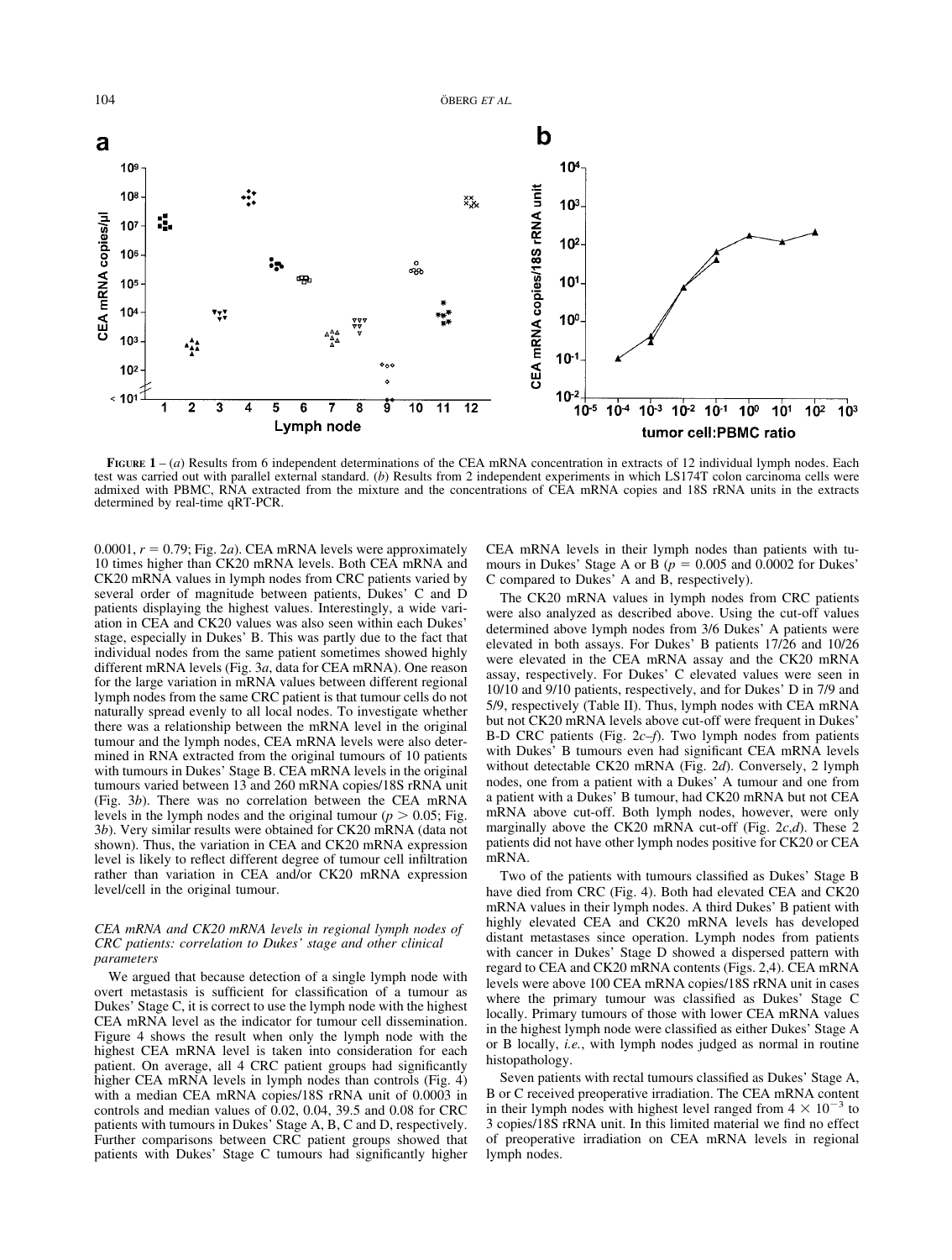**FIGURE 1** – (*a*) Results from 6 independent determinations of the CEA mRNA concentration in extracts of 12 individual lymph nodes. Each test was carried out with parallel external standard. (*b*) Results from 2 independent experiments in which LS174T colon carcinoma cells were admixed with PBMC, RNA extracted from the mixture and the concentrations of CEA mRNA copies and 18S rRNA units in the extracts determined by real-time qRT-PCR.

0.0001, $r = 0.79$; Fig. 2*a*). CEA mRNA levels were approximately 10 times higher than CK20 mRNA levels. Both CEA mRNA and CK20 mRNA values in lymph nodes from CRC patients varied by several order of magnitude between patients, Dukes' C and D patients displaying the highest values. Interestingly, a wide variation in CEA and CK20 values was also seen within each Dukes' stage, especially in Dukes' B. This was partly due to the fact that individual nodes from the same patient sometimes showed highly different mRNA levels (Fig. 3*a*, data for CEA mRNA). One reason for the large variation in mRNA values between different regional lymph nodes from the same CRC patient is that tumour cells do not naturally spread evenly to all local nodes. To investigate whether there was a relationship between the mRNA level in the original tumour and the lymph nodes, CEA mRNA levels were also determined in RNA extracted from the original tumours of 10 patients with tumours in Dukes' Stage B. CEA mRNA levels in the original tumours varied between 13 and 260 mRNA copies/18S rRNA unit (Fig. 3*b*). There was no correlation between the CEA mRNA levels in the lymph nodes and the original tumour ($p > 0.05$; Fig. 3*b*). Very similar results were obtained for CK20 mRNA (data not shown). Thus, the variation in CEA and CK20 mRNA expression level is likely to reflect different degree of tumour cell infiltration rather than variation in CEA and/or CK20 mRNA expression level/cell in the original tumour.

### *CEA mRNA and CK20 mRNA levels in regional lymph nodes of CRC patients: correlation to Dukes' stage and other clinical parameters*

We argued that because detection of a single lymph node with overt metastasis is sufficient for classification of a tumour as Dukes' Stage C, it is correct to use the lymph node with the highest CEA mRNA level as the indicator for tumour cell dissemination. Figure 4 shows the result when only the lymph node with the highest CEA mRNA level is taken into consideration for each patient. On average, all 4 CRC patient groups had significantly higher CEA mRNA levels in lymph nodes than controls (Fig. 4) with a median CEA mRNA copies/18S rRNA unit of 0.0003 in controls and median values of 0.02, 0.04, 39.5 and 0.08 for CRC patients with tumours in Dukes' Stage A, B, C and D, respectively. Further comparisons between CRC patient groups showed that patients with Dukes' Stage C tumours had significantly higher CEA mRNA levels in their lymph nodes than patients with tumours in Dukes' Stage A or B ($p = 0.005$ and 0.0002 for Dukes' C compared to Dukes' A and B, respectively).

The CK20 mRNA values in lymph nodes from CRC patients were also analyzed as described above. Using the cut-off values determined above lymph nodes from 3/6 Dukes' A patients were elevated in both assays. For Dukes' B patients 17/26 and 10/26 were elevated in the CEA mRNA assay and the CK20 mRNA assay, respectively. For Dukes' C elevated values were seen in 10/10 and 9/10 patients, respectively, and for Dukes' D in 7/9 and 5/9, respectively (Table II). Thus, lymph nodes with CEA mRNA but not CK20 mRNA levels above cut-off were frequent in Dukes' B-D CRC patients (Fig. 2*c–f*). Two lymph nodes from patients with Dukes' B tumours even had significant CEA mRNA levels without detectable CK20 mRNA (Fig. 2*d*). Conversely, 2 lymph nodes, one from a patient with a Dukes' A tumour and one from a patient with a Dukes' B tumour, had CK20 mRNA but not CEA mRNA above cut-off. Both lymph nodes, however, were only marginally above the CK20 mRNA cut-off (Fig. 2*c*,*d*). These 2 patients did not have other lymph nodes positive for CK20 or CEA mRNA.

Two of the patients with tumours classified as Dukes' Stage B have died from CRC (Fig. 4). Both had elevated CEA and CK20 mRNA values in their lymph nodes. A third Dukes' B patient with highly elevated CEA and CK20 mRNA levels has developed distant metastases since operation. Lymph nodes from patients with cancer in Dukes' Stage D showed a dispersed pattern with regard to CEA and CK20 mRNA contents (Figs. 2,4). CEA mRNA levels were above 100 CEA mRNA copies/18S rRNA unit in cases where the primary tumour was classified as Dukes' Stage C locally. Primary tumours of those with lower CEA mRNA values in the highest lymph node were classified as either Dukes' Stage A or B locally, *i.e.*, with lymph nodes judged as normal in routine histopathology.

Seven patients with rectal tumours classified as Dukes' Stage A, B or C received preoperative irradiation. The CEA mRNA content in their lymph nodes with highest level ranged from $4 \times 10^{-3}$ to 3 copies/18S rRNA unit. In this limited material we find no effect of preoperative irradiation on CEA mRNA levels in regional lymph nodes.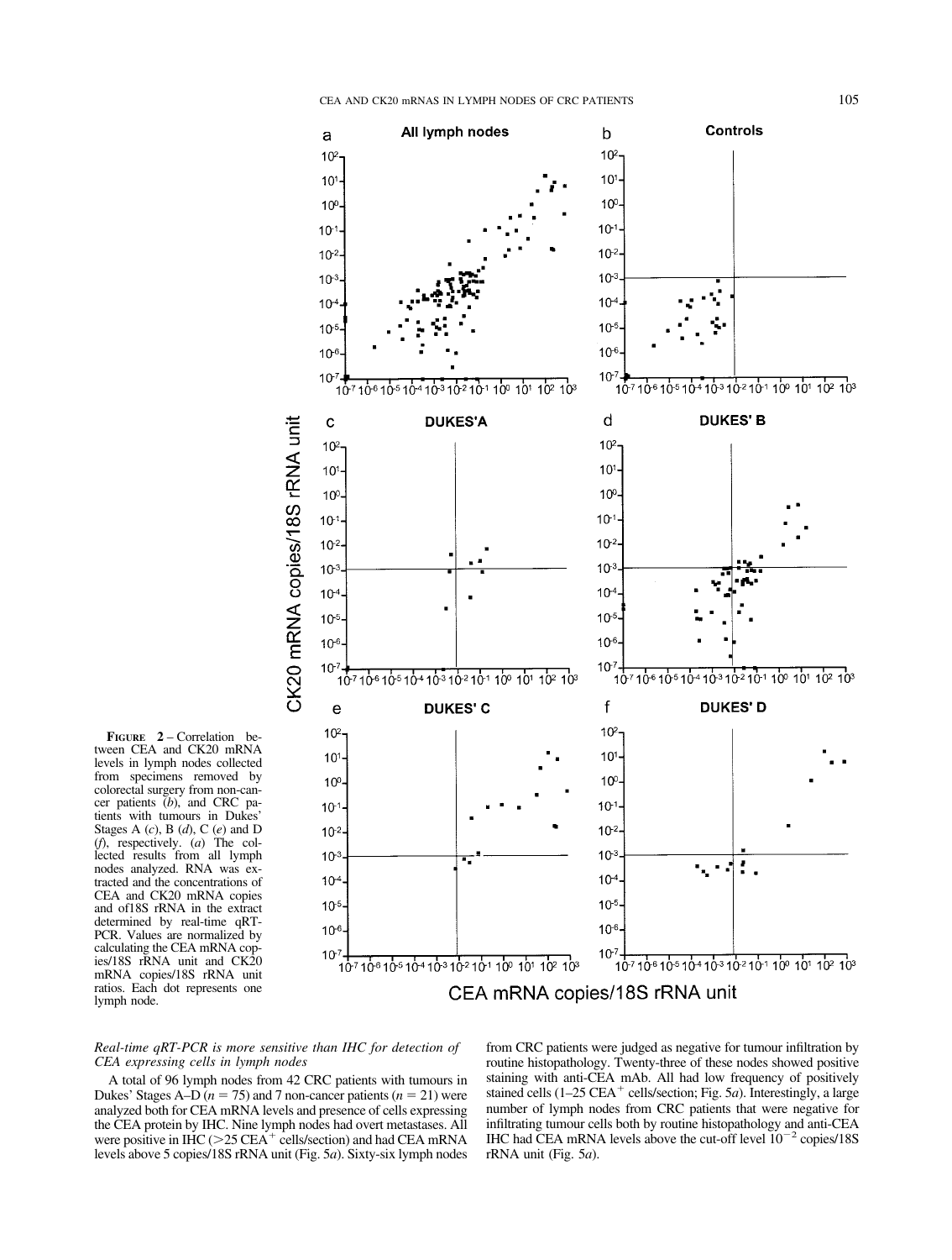**Figure 2** – Correlation between CEA and CK20 mRNA levels in lymph nodes collected from specimens removed by colorectal surgery from non-cancer patients (*b*), and CRC patients with tumours in Dukes' Stages A (*c*), B (*d*), C (*e*) and D (*f*), respectively. (*a*) The collected results from all lymph nodes analyzed. RNA was extracted and the concentrations of CEA and CK20 mRNA copies and of18S rRNA in the extract determined by real-time qRT-PCR. Values are normalized by calculating the CEA mRNA copies/18S rRNA unit and CK20 mRNA copies/18S rRNA unit ratios. Each dot represents one lymph node.

*Real-time qRT-PCR is more sensitive than IHC for detection of CEA expressing cells in lymph nodes*

A total of 96 lymph nodes from 42 CRC patients with tumours in Dukes' Stages A–D ($n = 75$) and 7 non-cancer patients ($n = 21$) were analyzed both for CEA mRNA levels and presence of cells expressing the CEA protein by IHC. Nine lymph nodes had overt metastases. All were positive in IHC (>25 CEA$^+$ cells/section) and had CEA mRNA levels above 5 copies/18S rRNA unit (Fig. 5*a*). Sixty-six lymph nodes from CRC patients were judged as negative for tumour infiltration by routine histopathology. Twenty-three of these nodes showed positive staining with anti-CEA mAb. All had low frequency of positively stained cells (1–25 CEA$^+$ cells/section; Fig. 5*a*). Interestingly, a large number of lymph nodes from CRC patients that were negative for infiltrating tumour cells both by routine histopathology and anti-CEA IHC had CEA mRNA levels above the cut-off level $10^{-2}$ copies/18S rRNA unit (Fig. 5*a*).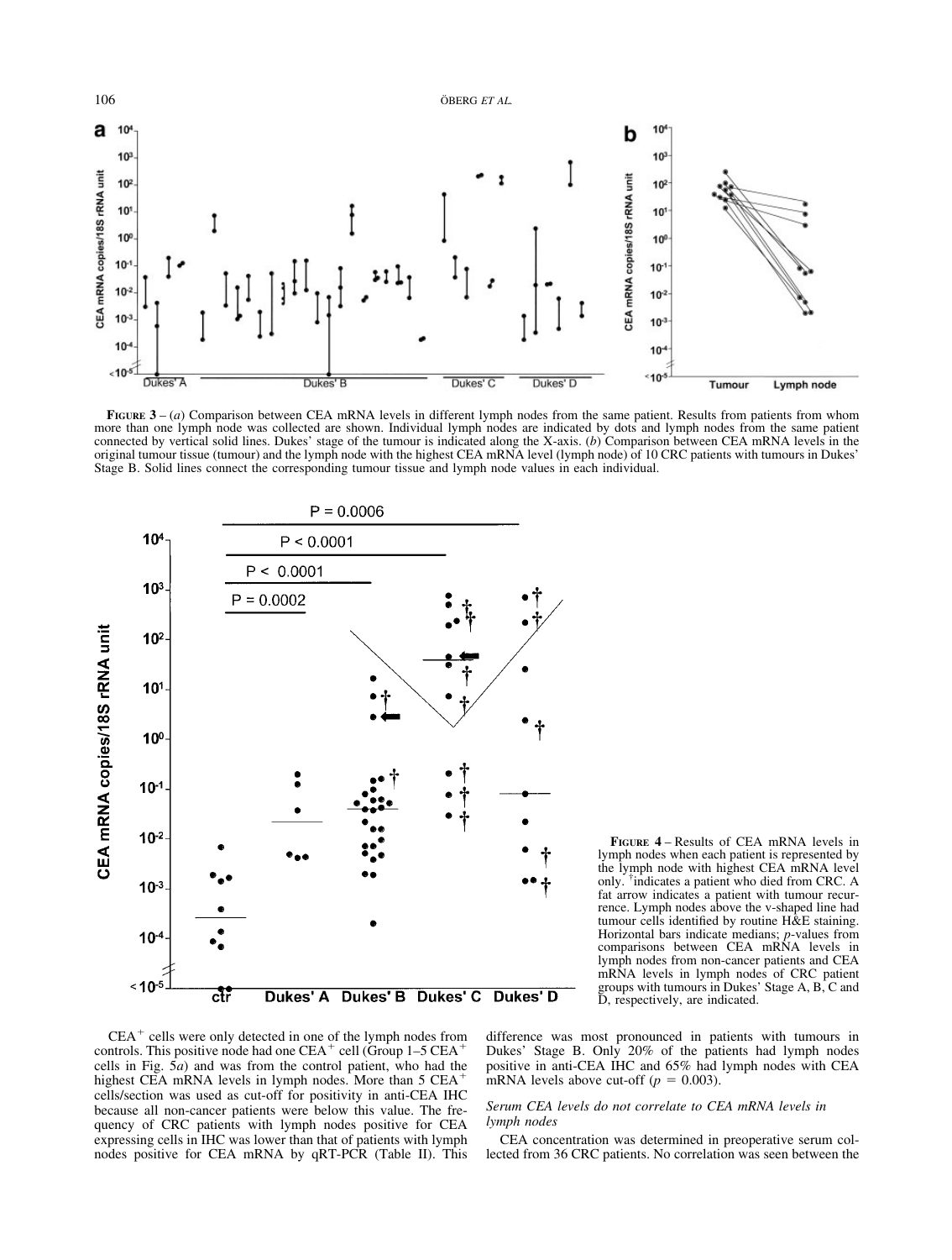**FIGURE 3** – (*a*) Comparison between CEA mRNA levels in different lymph nodes from the same patient. Results from patients from whom more than one lymph node was collected are shown. Individual lymph nodes are indicated by dots and lymph nodes from the same patient connected by vertical solid lines. Dukes' stage of the tumour is indicated along the X-axis. (*b*) Comparison between CEA mRNA levels in the original tumour tissue (tumour) and the lymph node with the highest CEA mRNA level (lymph node) of 10 CRC patients with tumours in Dukes' Stage B. Solid lines connect the corresponding tumour tissue and lymph node values in each individual.

**FIGURE 4** – Results of CEA mRNA levels in lymph nodes when each patient is represented by the lymph node with highest CEA mRNA level only. †indicates a patient who died from CRC. A fat arrow indicates a patient with tumour recurrence. Lymph nodes above the v-shaped line had tumour cells identified by routine H&E staining. Horizontal bars indicate medians; *p*-values from comparisons between CEA mRNA levels in lymph nodes from non-cancer patients and CEA mRNA levels in lymph nodes of CRC patient groups with tumours in Dukes' Stage A, B, C and D, respectively, are indicated.

CEA$^+$ cells were only detected in one of the lymph nodes from controls. This positive node had one CEA$^+$ cell (Group 1–5 CEA$^+$ cells in Fig. 5*a*) and was from the control patient, who had the highest CEA mRNA levels in lymph nodes. More than 5 CEA$^+$ cells/section was used as cut-off for positivity in anti-CEA IHC because all non-cancer patients were below this value. The frequency of CRC patients with lymph nodes positive for CEA expressing cells in IHC was lower than that of patients with lymph nodes positive for CEA mRNA by qRT-PCR (Table II). This difference was most pronounced in patients with tumours in Dukes' Stage B. Only 20% of the patients had lymph nodes positive in anti-CEA IHC and 65% had lymph nodes with CEA mRNA levels above cut-off ($p = 0.003$).

### *Serum CEA levels do not correlate to CEA mRNA levels in lymph nodes*

CEA concentration was determined in preoperative serum collected from 36 CRC patients. No correlation was seen between the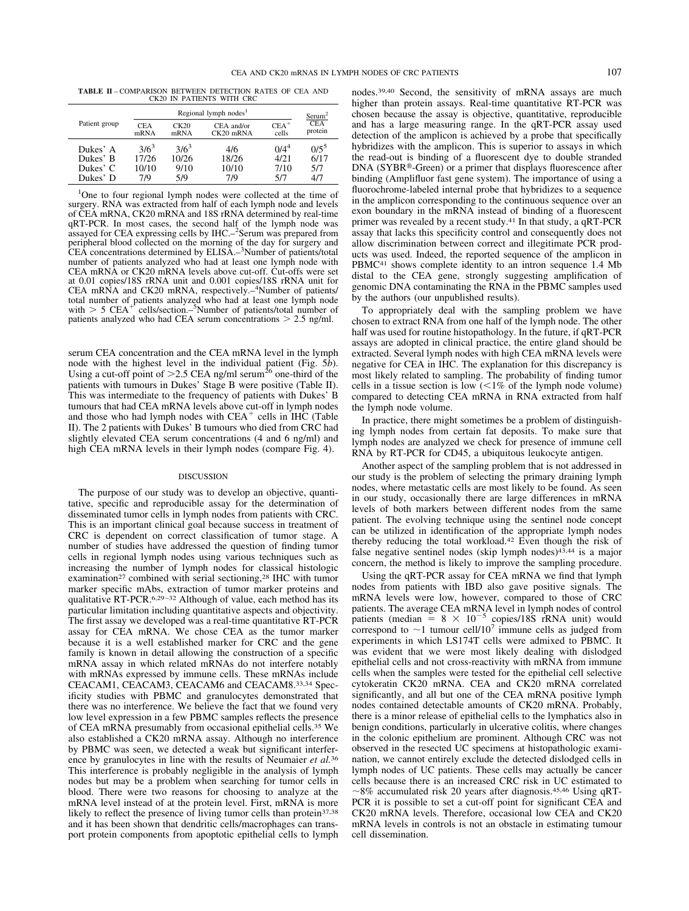**TABLE II** – COMPARISON BETWEEN DETECTION RATES OF CEA AND CK20 IN PATIENTS WITH CRC

| Patient group | Regional lymph nodes[1] | | | | Serum[2] |
|---|---|---|---|---|---|
| | CEA mRNA | CK20 mRNA | CEA and/or CK20 mRNA | $CEA^+$ cells | CEA protein |
| Dukes' A | 3/6[3] | 3/6[3] | 4/6 | 0/4[4] | 0/5[5] |
| Dukes' B | 17/26 | 10/26 | 18/26 | 4/21 | 6/17 |
| Dukes' C | 10/10 | 9/10 | 10/10 | 7/10 | 5/7 |
| Dukes' D | 7/9 | 5/9 | 7/9 | 5/7 | 4/7 |

[1]One to four regional lymph nodes were collected at the time of surgery. RNA was extracted from half of each lymph node and levels of CEA mRNA, CK20 mRNA and 18S rRNA determined by real-time qRT-PCR. In most cases, the second half of the lymph node was assayed for CEA expressing cells by IHC.–[2]Serum was prepared from peripheral blood collected on the morning of the day for surgery and CEA concentrations determined by ELISA.–[3]Number of patients/total number of patients analyzed who had at least one lymph node with CEA mRNA or CK20 mRNA levels above cut-off. Cut-offs were set at 0.01 copies/18S rRNA unit and 0.001 copies/18S rRNA unit for CEA mRNA and CK20 mRNA, respectively.–[4]Number of patients/total number of patients analyzed who had at least one lymph node with > 5 $CEA^+$ cells/section.–[5]Number of patients/total number of patients analyzed who had CEA serum concentrations > 2.5 ng/ml.

serum CEA concentration and the CEA mRNA level in the lymph node with the highest level in the individual patient (Fig. 5*b*). Using a cut-off point of >2.5 CEA ng/ml serum[26] one-third of the patients with tumours in Dukes' Stage B were positive (Table II). This was intermediate to the frequency of patients with Dukes' B tumours that had CEA mRNA levels above cut-off in lymph nodes and those who had lymph nodes with $CEA^+$ cells in IHC (Table II). The 2 patients with Dukes' B tumours who died from CRC had slightly elevated CEA serum concentrations (4 and 6 ng/ml) and high CEA mRNA levels in their lymph nodes (compare Fig. 4).

## DISCUSSION

The purpose of our study was to develop an objective, quantitative, specific and reproducible assay for the determination of disseminated tumor cells in lymph nodes from patients with CRC. This is an important clinical goal because success in treatment of CRC is dependent on correct classification of tumor stage. A number of studies have addressed the question of finding tumor cells in regional lymph nodes using various techniques such as increasing the number of lymph nodes for classical histologic examination[27] combined with serial sectioning,[28] IHC with tumor marker specific mAbs, extraction of tumor marker proteins and qualitative RT-PCR.[6,29–32] Although of value, each method has its particular limitation including quantitative aspects and objectivity. The first assay we developed was a real-time quantitative RT-PCR assay for CEA mRNA. We chose CEA as the tumor marker because it is a well established marker for CRC and the gene family is known in detail allowing the construction of a specific mRNA assay in which related mRNAs do not interfere notably with mRNAs expressed by immune cells. These mRNAs include CEACAM1, CEACAM3, CEACAM6 and CEACAM8.[33,34] Specificity studies with PBMC and granulocytes demonstrated that there was no interference. We believe the fact that we found very low level expression in a few PBMC samples reflects the presence of CEA mRNA presumably from occasional epithelial cells.[35] We also established a CK20 mRNA assay. Although no interference by PBMC was seen, we detected a weak but significant interference by granulocytes in line with the results of Neumaier *et al.*[36] This interference is probably negligible in the analysis of lymph nodes but may be a problem when searching for tumor cells in blood. There were two reasons for choosing to analyze at the mRNA level instead of at the protein level. First, mRNA is more likely to reflect the presence of living tumor cells than protein[37,38] and it has been shown that dendritic cells/macrophages can transport protein components from apoptotic epithelial cells to lymph nodes.[39,40] Second, the sensitivity of mRNA assays are much higher than protein assays. Real-time quantitative RT-PCR was chosen because the assay is objective, quantitative, reproducible and has a large measuring range. In the qRT-PCR assay used detection of the amplicon is achieved by a probe that specifically hybridizes with the amplicon. This is superior to assays in which the read-out is binding of a fluorescent dye to double stranded DNA (SYBR®-Green) or a primer that displays fluorescence after binding (Amplifluor fast gene system). The importance of using a fluorochrome-labeled internal probe that hybridizes to a sequence in the amplicon corresponding to the continuous sequence over an exon boundary in the mRNA instead of binding of a fluorescent primer was revealed by a recent study.[41] In that study, a qRT-PCR assay that lacks this specificity control and consequently does not allow discrimination between correct and illegitimate PCR products was used. Indeed, the reported sequence of the amplicon in PBMC[41] shows complete identity to an intron sequence 1.4 Mb distal to the CEA gene, strongly suggesting amplification of genomic DNA contaminating the RNA in the PBMC samples used by the authors (our unpublished results).

To appropriately deal with the sampling problem we have chosen to extract RNA from one half of the lymph node. The other half was used for routine histopathology. In the future, if qRT-PCR assays are adopted in clinical practice, the entire gland should be extracted. Several lymph nodes with high CEA mRNA levels were negative for CEA in IHC. The explanation for this discrepancy is most likely related to sampling. The probability of finding tumor cells in a tissue section is low (<1% of the lymph node volume) compared to detecting CEA mRNA in RNA extracted from half the lymph node volume.

In practice, there might sometimes be a problem of distinguishing lymph nodes from certain fat deposits. To make sure that lymph nodes are analyzed we check for presence of immune cell RNA by RT-PCR for CD45, a ubiquitous leukocyte antigen.

Another aspect of the sampling problem that is not addressed in our study is the problem of selecting the primary draining lymph nodes, where metastatic cells are most likely to be found. As seen in our study, occasionally there are large differences in mRNA levels of both markers between different nodes from the same patient. The evolving technique using the sentinel node concept can be utilized in identification of the appropriate lymph nodes thereby reducing the total workload.[42] Even though the risk of false negative sentinel nodes (skip lymph nodes)[43,44] is a major concern, the method is likely to improve the sampling procedure.

Using the qRT-PCR assay for CEA mRNA we find that lymph nodes from patients with IBD also gave positive signals. The mRNA levels were low, however, compared to those of CRC patients. The average CEA mRNA level in lymph nodes of control patients (median = $8 \times 10^{-5}$ copies/18S rRNA unit) would correspond to ~1 tumour cell/$10^7$ immune cells as judged from experiments in which LS174T cells were admixed to PBMC. It was evident that we were most likely dealing with dislodged epithelial cells and not cross-reactivity with mRNA from immune cells when the samples were tested for the epithelial cell selective cytokeratin CK20 mRNA. CEA and CK20 mRNA correlated significantly, and all but one of the CEA mRNA positive lymph nodes contained detectable amounts of CK20 mRNA. Probably, there is a minor release of epithelial cells to the lymphatics also in benign conditions, particularly in ulcerative colitis, where changes in the colonic epithelium are prominent. Although CRC was not observed in the resected UC specimens at histopathologic examination, we cannot entirely exclude the detected dislodged cells in lymph nodes of UC patients. These cells may actually be cancer cells because there is an increased CRC risk in UC estimated to ~8% accumulated risk 20 years after diagnosis.[45,46] Using qRT-PCR it is possible to set a cut-off point for significant CEA and CK20 mRNA levels. Therefore, occasional low CEA and CK20 mRNA levels in controls is not an obstacle in estimating tumour cell dissemination.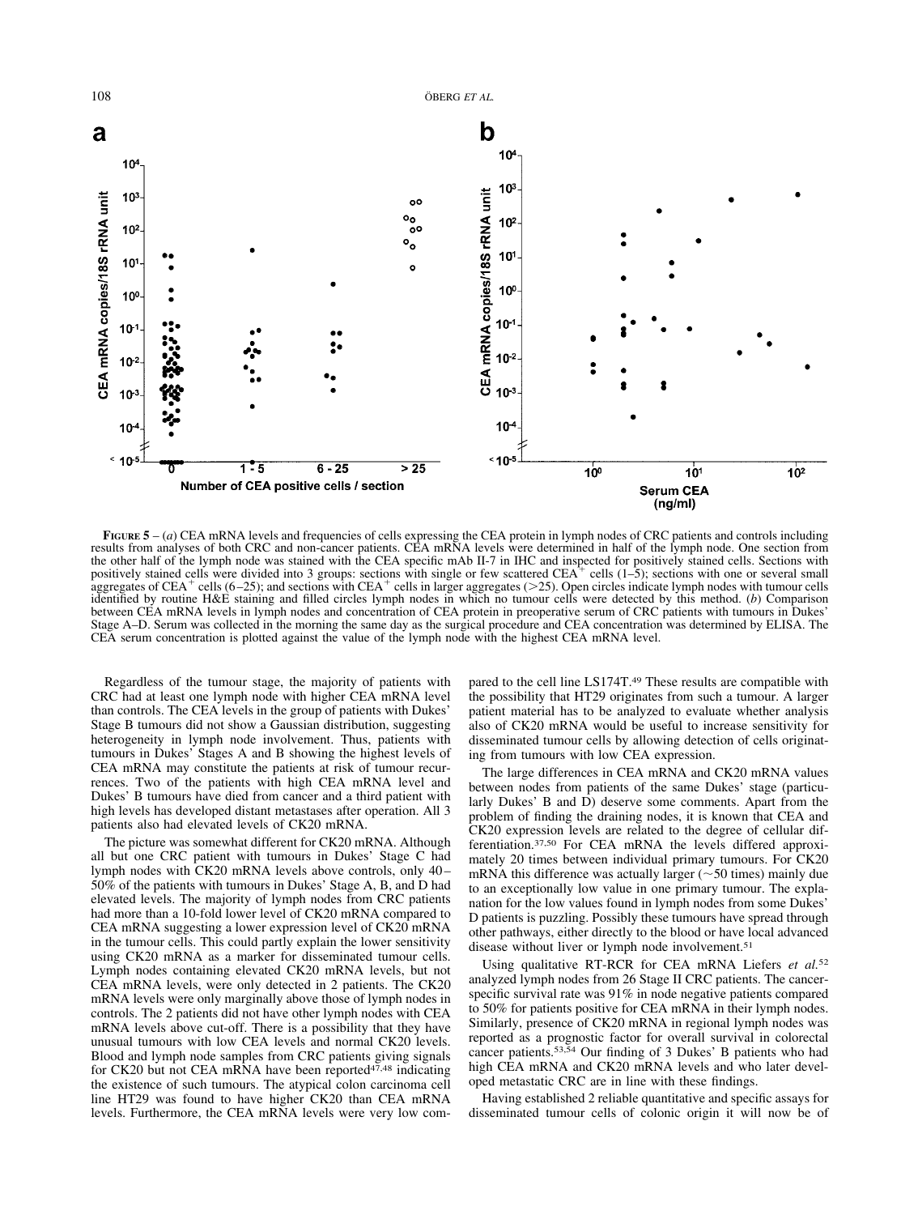**FIGURE 5** – (*a*) CEA mRNA levels and frequencies of cells expressing the CEA protein in lymph nodes of CRC patients and controls including results from analyses of both CRC and non-cancer patients. CEA mRNA levels were determined in half of the lymph node. One section from the other half of the lymph node was stained with the CEA specific mAb II-7 in IHC and inspected for positively stained cells. Sections with positively stained cells were divided into 3 groups: sections with single or few scattered CEA$^+$ cells (1–5); sections with one or several small aggregates of CEA$^+$ cells (6–25); and sections with CEA$^+$ cells in larger aggregates (>25). Open circles indicate lymph nodes with tumour cells identified by routine H&E staining and filled circles lymph nodes in which no tumour cells were detected by this method. (*b*) Comparison between CEA mRNA levels in lymph nodes and concentration of CEA protein in preoperative serum of CRC patients with tumours in Dukes' Stage A–D. Serum was collected in the morning the same day as the surgical procedure and CEA concentration was determined by ELISA. The CEA serum concentration is plotted against the value of the lymph node with the highest CEA mRNA level.

Regardless of the tumour stage, the majority of patients with CRC had at least one lymph node with higher CEA mRNA level than controls. The CEA levels in the group of patients with Dukes' Stage B tumours did not show a Gaussian distribution, suggesting heterogeneity in lymph node involvement. Thus, patients with tumours in Dukes' Stages A and B showing the highest levels of CEA mRNA may constitute the patients at risk of tumour recurrences. Two of the patients with high CEA mRNA level and Dukes' B tumours have died from cancer and a third patient with high levels has developed distant metastases after operation. All 3 patients also had elevated levels of CK20 mRNA.

The picture was somewhat different for CK20 mRNA. Although all but one CRC patient with tumours in Dukes' Stage C had lymph nodes with CK20 mRNA levels above controls, only 40–50% of the patients with tumours in Dukes' Stage A, B, and D had elevated levels. The majority of lymph nodes from CRC patients had more than a 10-fold lower level of CK20 mRNA compared to CEA mRNA suggesting a lower expression level of CK20 mRNA in the tumour cells. This could partly explain the lower sensitivity using CK20 mRNA as a marker for disseminated tumour cells. Lymph nodes containing elevated CK20 mRNA levels, but not CEA mRNA levels, were only detected in 2 patients. The CK20 mRNA levels were only marginally above those of lymph nodes in controls. The 2 patients did not have other lymph nodes with CEA mRNA levels above cut-off. There is a possibility that they have unusual tumours with low CEA levels and normal CK20 levels. Blood and lymph node samples from CRC patients giving signals for CK20 but not CEA mRNA have been reported[47,48] indicating the existence of such tumours. The atypical colon carcinoma cell line HT29 was found to have higher CK20 than CEA mRNA levels. Furthermore, the CEA mRNA levels were very low compared to the cell line LS174T.[49] These results are compatible with the possibility that HT29 originates from such a tumour. A larger patient material has to be analyzed to evaluate whether analysis also of CK20 mRNA would be useful to increase sensitivity for disseminated tumour cells by allowing detection of cells originating from tumours with low CEA expression.

The large differences in CEA mRNA and CK20 mRNA values between nodes from patients of the same Dukes' stage (particularly Dukes' B and D) deserve some comments. Apart from the problem of finding the draining nodes, it is known that CEA and CK20 expression levels are related to the degree of cellular differentiation.[37,50] For CEA mRNA the levels differed approximately 20 times between individual primary tumours. For CK20 mRNA this difference was actually larger (~50 times) mainly due to an exceptionally low value in one primary tumour. The explanation for the low values found in lymph nodes from some Dukes' D patients is puzzling. Possibly these tumours have spread through other pathways, either directly to the blood or have local advanced disease without liver or lymph node involvement.[51]

Using qualitative RT-RCR for CEA mRNA Liefers *et al.*[52] analyzed lymph nodes from 26 Stage II CRC patients. The cancer-specific survival rate was 91% in node negative patients compared to 50% for patients positive for CEA mRNA in their lymph nodes. Similarly, presence of CK20 mRNA in regional lymph nodes was reported as a prognostic factor for overall survival in colorectal cancer patients.[53,54] Our finding of 3 Dukes' B patients who had high CEA mRNA and CK20 mRNA levels and who later developed metastatic CRC are in line with these findings.

Having established 2 reliable quantitative and specific assays for disseminated tumour cells of colonic origin it will now be of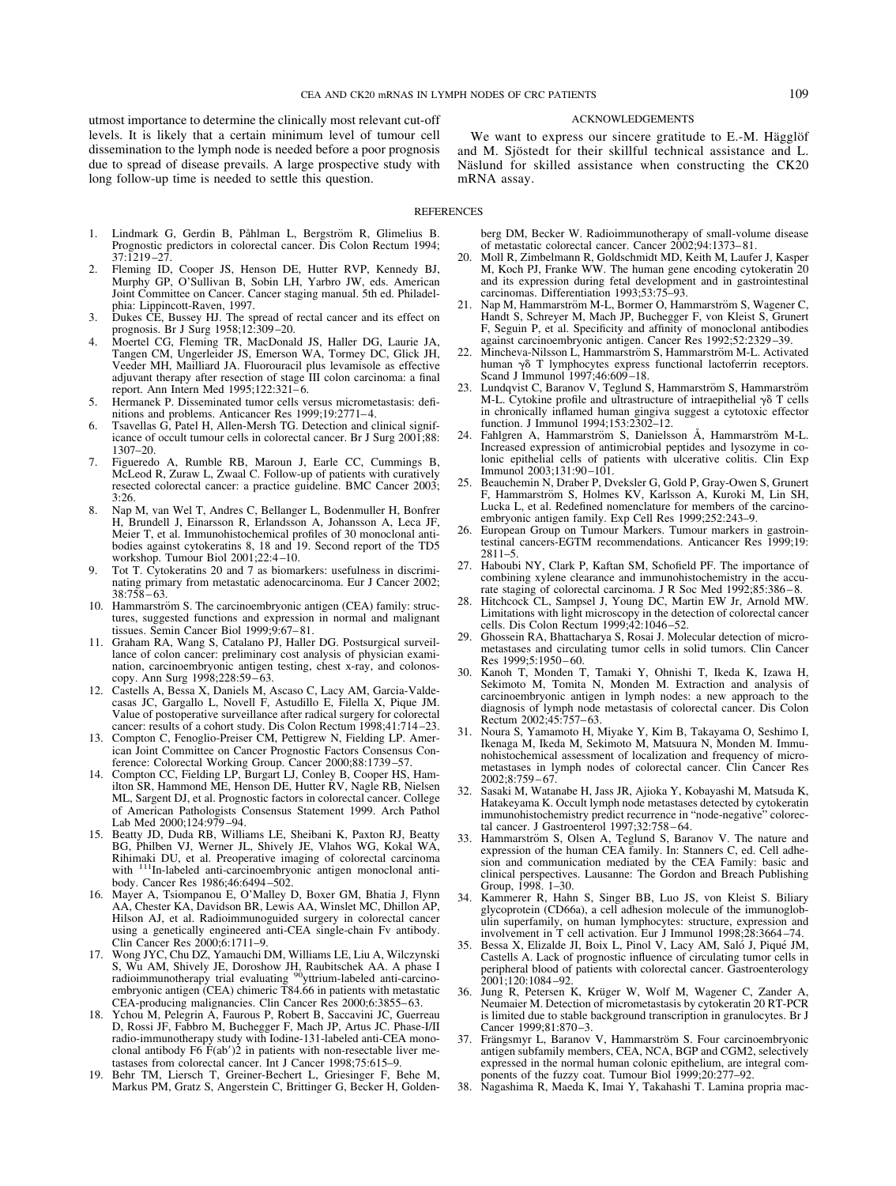utmost importance to determine the clinically most relevant cut-off levels. It is likely that a certain minimum level of tumour cell dissemination to the lymph node is needed before a poor prognosis due to spread of disease prevails. A large prospective study with long follow-up time is needed to settle this question.

## ACKNOWLEDGEMENTS

We want to express our sincere gratitude to E.-M. Hägglöf and M. Sjöstedt for their skillful technical assistance and L. Näslund for skilled assistance when constructing the CK20 mRNA assay.

## REFERENCES

1. Lindmark G, Gerdin B, Påhlman L, Bergström R, Glimelius B. Prognostic predictors in colorectal cancer. Dis Colon Rectum 1994; 37:1219–27.
2. Fleming ID, Cooper JS, Henson DE, Hutter RVP, Kennedy BJ, Murphy GP, O'Sullivan B, Sobin LH, Yarbro JW, eds. American Joint Committee on Cancer. Cancer staging manual. 5th ed. Philadelphia: Lippincott-Raven, 1997.
3. Dukes CE, Bussey HJ. The spread of rectal cancer and its effect on prognosis. Br J Surg 1958;12:309–20.
4. Moertel CG, Fleming TR, MacDonald JS, Haller DG, Laurie JA, Tangen CM, Ungerleider JS, Emerson WA, Tormey DC, Glick JH, Veeder MH, Mailliard JA. Fluorouracil plus levamisole as effective adjuvant therapy after resection of stage III colon carcinoma: a final report. Ann Intern Med 1995;122:321–6.
5. Hermanek P. Disseminated tumor cells versus micrometastasis: definitions and problems. Anticancer Res 1999;19:2771–4.
6. Tsavellas G, Patel H, Allen-Mersh TG. Detection and clinical significance of occult tumour cells in colorectal cancer. Br J Surg 2001;88: 1307–20.
7. Figueredo A, Rumble RB, Maroun J, Earle CC, Cummings B, McLeod R, Zuraw L, Zwaal C. Follow-up of patients with curatively resected colorectal cancer: a practice guideline. BMC Cancer 2003; 3:26.
8. Nap M, van Wel T, Andres C, Bellanger L, Bodenmuller H, Bonfrer H, Brundell J, Einarsson R, Erlandsson A, Johansson A, Leca JF, Meier T, et al. Immunohistochemical profiles of 30 monoclonal antibodies against cytokeratins 8, 18 and 19. Second report of the TD5 workshop. Tumour Biol 2001;22:4–10.
9. Tot T. Cytokeratins 20 and 7 as biomarkers: usefulness in discriminating primary from metastatic adenocarcinoma. Eur J Cancer 2002; 38:758–63.
10. Hammarström S. The carcinoembryonic antigen (CEA) family: structures, suggested functions and expression in normal and malignant tissues. Semin Cancer Biol 1999;9:67–81.
11. Graham RA, Wang S, Catalano PJ, Haller DG. Postsurgical surveillance of colon cancer: preliminary cost analysis of physician examination, carcinoembryonic antigen testing, chest x-ray, and colonoscopy. Ann Surg 1998;228:59–63.
12. Castells A, Bessa X, Daniels M, Ascaso C, Lacy AM, Garcia-Valdecasas JC, Gargallo L, Novell F, Astudillo E, Filella X, Pique JM. Value of postoperative surveillance after radical surgery for colorectal cancer: results of a cohort study. Dis Colon Rectum 1998;41:714–23.
13. Compton C, Fenoglio-Preiser CM, Pettigrew N, Fielding LP. American Joint Committee on Cancer Prognostic Factors Consensus Conference: Colorectal Working Group. Cancer 2000;88:1739–57.
14. Compton CC, Fielding LP, Burgart LJ, Conley B, Cooper HS, Hamilton SR, Hammond ME, Henson DE, Hutter RV, Nagle RB, Nielsen ML, Sargent DJ, et al. Prognostic factors in colorectal cancer. College of American Pathologists Consensus Statement 1999. Arch Pathol Lab Med 2000;124:979–94.
15. Beatty JD, Duda RB, Williams LE, Sheibani K, Paxton RJ, Beatty BG, Philben VJ, Werner JL, Shively JE, Vlahos WG, Kokal WA, Rihimaki DU, et al. Preoperative imaging of colorectal carcinoma with $^{111}$In-labeled anti-carcinoembryonic antigen monoclonal antibody. Cancer Res 1986;46:6494–502.
16. Mayer A, Tsiompanou E, O'Malley D, Boxer GM, Bhatia J, Flynn AA, Chester KA, Davidson BR, Lewis AA, Winslet MC, Dhillon AP, Hilson AJ, et al. Radioimmunoguided surgery in colorectal cancer using a genetically engineered anti-CEA single-chain Fv antibody. Clin Cancer Res 2000;6:1711–9.
17. Wong JYC, Chu DZ, Yamauchi DM, Williams LE, Liu A, Wilczynski S, Wu AM, Shively JE, Doroshow JH, Raubitschek AA. A phase I radioimmunotherapy trial evaluating $^{90}$yttrium-labeled anti-carcinoembryonic antigen (CEA) chimeric T84.66 in patients with metastatic CEA-producing malignancies. Clin Cancer Res 2000;6:3855–63.
18. Ychou M, Pelegrin A, Faurous P, Robert B, Saccavini JC, Guerreau D, Rossi JF, Fabbro M, Buchegger F, Mach JP, Artus JC. Phase-I/II radio-immunotherapy study with Iodine-131-labeled anti-CEA monoclonal antibody F6 F(ab′)2 in patients with non-resectable liver metastases from colorectal cancer. Int J Cancer 1998;75:615–9.
19. Behr TM, Liersch T, Greiner-Bechert L, Griesinger F, Behe M, Markus PM, Gratz S, Angerstein C, Brittinger G, Becker H, Goldenberg DM, Becker W. Radioimmunotherapy of small-volume disease of metastatic colorectal cancer. Cancer 2002;94:1373–81.
20. Moll R, Zimbelmann R, Goldschmidt MD, Keith M, Laufer J, Kasper M, Koch PJ, Franke WW. The human gene encoding cytokeratin 20 and its expression during fetal development and in gastrointestinal carcinomas. Differentiation 1993;53:75–93.
21. Nap M, Hammarström M-L, Bormer O, Hammarström S, Wagener C, Handt S, Schreyer M, Mach JP, Buchegger F, von Kleist S, Grunert F, Seguin P, et al. Specificity and affinity of monoclonal antibodies against carcinoembryonic antigen. Cancer Res 1992;52:2329–39.
22. Mincheva-Nilsson L, Hammarström S, Hammarström M-L. Activated human γδ T lymphocytes express functional lactoferrin receptors. Scand J Immunol 1997;46:609–18.
23. Lundqvist C, Baranov V, Teglund S, Hammarström S, Hammarström M-L. Cytokine profile and ultrastructure of intraepithelial γδ T cells in chronically inflamed human gingiva suggest a cytotoxic effector function. J Immunol 1994;153:2302–12.
24. Fahlgren A, Hammarström S, Danielsson Å, Hammarström M-L. Increased expression of antimicrobial peptides and lysozyme in colonic epithelial cells of patients with ulcerative colitis. Clin Exp Immunol 2003;131:90–101.
25. Beauchemin N, Draber P, Dveksler G, Gold P, Gray-Owen S, Grunert F, Hammarström S, Holmes KV, Karlsson A, Kuroki M, Lin SH, Lucka L, et al. Redefined nomenclature for members of the carcinoembryonic antigen family. Exp Cell Res 1999;252:243–9.
26. European Group on Tumour Markers. Tumour markers in gastrointestinal cancers-EGTM recommendations. Anticancer Res 1999;19: 2811–5.
27. Haboubi NY, Clark P, Kaftan SM, Schofield PF. The importance of combining xylene clearance and immunohistochemistry in the accurate staging of colorectal carcinoma. J R Soc Med 1992;85:386–8.
28. Hitchcock CL, Sampsel J, Young DC, Martin EW Jr, Arnold MW. Limitations with light microscopy in the detection of colorectal cancer cells. Dis Colon Rectum 1999;42:1046–52.
29. Ghossein RA, Bhattacharya S, Rosai J. Molecular detection of micrometastases and circulating tumor cells in solid tumors. Clin Cancer Res 1999;5:1950–60.
30. Kanoh T, Monden T, Tamaki Y, Ohnishi T, Ikeda K, Izawa H, Sekimoto M, Tomita N, Monden M. Extraction and analysis of carcinoembryonic antigen in lymph nodes: a new approach to the diagnosis of lymph node metastasis of colorectal cancer. Dis Colon Rectum 2002;45:757–63.
31. Noura S, Yamamoto H, Miyake Y, Kim B, Takayama O, Seshimo I, Ikenaga M, Ikeda M, Sekimoto M, Matsuura N, Monden M. Immunohistochemical assessment of localization and frequency of micrometastases in lymph nodes of colorectal cancer. Clin Cancer Res 2002;8:759–67.
32. Sasaki M, Watanabe H, Jass JR, Ajioka Y, Kobayashi M, Matsuda K, Hatakeyama K. Occult lymph node metastases detected by cytokeratin immunohistochemistry predict recurrence in "node-negative" colorectal cancer. J Gastroenterol 1997;32:758–64.
33. Hammarström S, Olsen A, Teglund S, Baranov V. The nature and expression of the human CEA family. In: Stanners C, ed. Cell adhesion and communication mediated by the CEA Family: basic and clinical perspectives. Lausanne: The Gordon and Breach Publishing Group, 1998. 1–30.
34. Kammerer R, Hahn S, Singer BB, Luo JS, von Kleist S. Biliary glycoprotein (CD66a), a cell adhesion molecule of the immunoglobulin superfamily, on human lymphocytes: structure, expression and involvement in T cell activation. Eur J Immunol 1998;28:3664–74.
35. Bessa X, Elizalde JI, Boix L, Pinol V, Lacy AM, Saló J, Piqué JM, Castells A. Lack of prognostic influence of circulating tumor cells in peripheral blood of patients with colorectal cancer. Gastroenterology 2001;120:1084–92.
36. Jung R, Petersen K, Krüger W, Wolf M, Wagener C, Zander A, Neumaier M. Detection of micrometastasis by cytokeratin 20 RT-PCR is limited due to stable background transcription in granulocytes. Br J Cancer 1999;81:870–3.
37. Frängsmyr L, Baranov V, Hammarström S. Four carcinoembryonic antigen subfamily members, CEA, NCA, BGP and CGM2, selectively expressed in the normal human colonic epithelium, are integral components of the fuzzy coat. Tumour Biol 1999;20:277–92.
38. Nagashima R, Maeda K, Imai Y, Takahashi T. Lamina propria mac-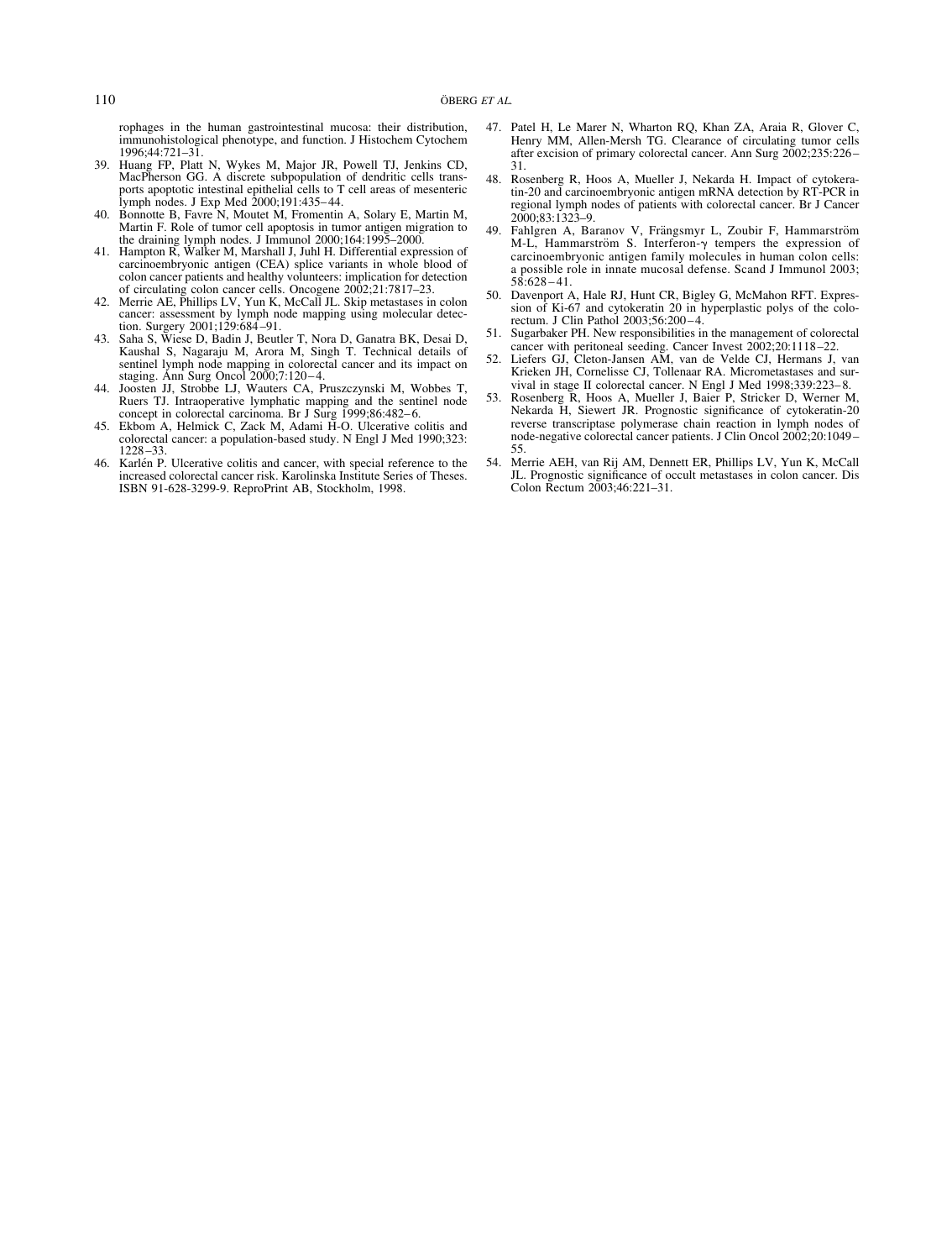rophages in the human gastrointestinal mucosa: their distribution, immunohistological phenotype, and function. J Histochem Cytochem 1996;44:721–31.

39. Huang FP, Platt N, Wykes M, Major JR, Powell TJ, Jenkins CD, MacPherson GG. A discrete subpopulation of dendritic cells transports apoptotic intestinal epithelial cells to T cell areas of mesenteric lymph nodes. J Exp Med 2000;191:435–44.
40. Bonnotte B, Favre N, Moutet M, Fromentin A, Solary E, Martin M, Martin F. Role of tumor cell apoptosis in tumor antigen migration to the draining lymph nodes. J Immunol 2000;164:1995–2000.
41. Hampton R, Walker M, Marshall J, Juhl H. Differential expression of carcinoembryonic antigen (CEA) splice variants in whole blood of colon cancer patients and healthy volunteers: implication for detection of circulating colon cancer cells. Oncogene 2002;21:7817–23.
42. Merrie AE, Phillips LV, Yun K, McCall JL. Skip metastases in colon cancer: assessment by lymph node mapping using molecular detection. Surgery 2001;129:684–91.
43. Saha S, Wiese D, Badin J, Beutler T, Nora D, Ganatra BK, Desai D, Kaushal S, Nagaraju M, Arora M, Singh T. Technical details of sentinel lymph node mapping in colorectal cancer and its impact on staging. Ann Surg Oncol 2000;7:120–4.
44. Joosten JJ, Strobbe LJ, Wauters CA, Pruszczynski M, Wobbes T, Ruers TJ. Intraoperative lymphatic mapping and the sentinel node concept in colorectal carcinoma. Br J Surg 1999;86:482–6.
45. Ekbom A, Helmick C, Zack M, Adami H-O. Ulcerative colitis and colorectal cancer: a population-based study. N Engl J Med 1990;323:1228–33.
46. Karlén P. Ulcerative colitis and cancer, with special reference to the increased colorectal cancer risk. Karolinska Institute Series of Theses. ISBN 91-628-3299-9. ReproPrint AB, Stockholm, 1998.
47. Patel H, Le Marer N, Wharton RQ, Khan ZA, Araia R, Glover C, Henry MM, Allen-Mersh TG. Clearance of circulating tumor cells after excision of primary colorectal cancer. Ann Surg 2002;235:226–31.
48. Rosenberg R, Hoos A, Mueller J, Nekarda H. Impact of cytokeratin-20 and carcinoembryonic antigen mRNA detection by RT-PCR in regional lymph nodes of patients with colorectal cancer. Br J Cancer 2000;83:1323–9.
49. Fahlgren A, Baranov V, Frängsmyr L, Zoubir F, Hammarström M-L, Hammarström S. Interferon-γ tempers the expression of carcinoembryonic antigen family molecules in human colon cells: a possible role in innate mucosal defense. Scand J Immunol 2003;58:628–41.
50. Davenport A, Hale RJ, Hunt CR, Bigley G, McMahon RFT. Expression of Ki-67 and cytokeratin 20 in hyperplastic polys of the colorectum. J Clin Pathol 2003;56:200–4.
51. Sugarbaker PH. New responsibilities in the management of colorectal cancer with peritoneal seeding. Cancer Invest 2002;20:1118–22.
52. Liefers GJ, Cleton-Jansen AM, van de Velde CJ, Hermans J, van Krieken JH, Cornelisse CJ, Tollenaar RA. Micrometastases and survival in stage II colorectal cancer. N Engl J Med 1998;339:223–8.
53. Rosenberg R, Hoos A, Mueller J, Baier P, Stricker D, Werner M, Nekarda H, Siewert JR. Prognostic significance of cytokeratin-20 reverse transcriptase polymerase chain reaction in lymph nodes of node-negative colorectal cancer patients. J Clin Oncol 2002;20:1049–55.
54. Merrie AEH, van Rij AM, Dennett ER, Phillips LV, Yun K, McCall JL. Prognostic significance of occult metastases in colon cancer. Dis Colon Rectum 2003;46:221–31.